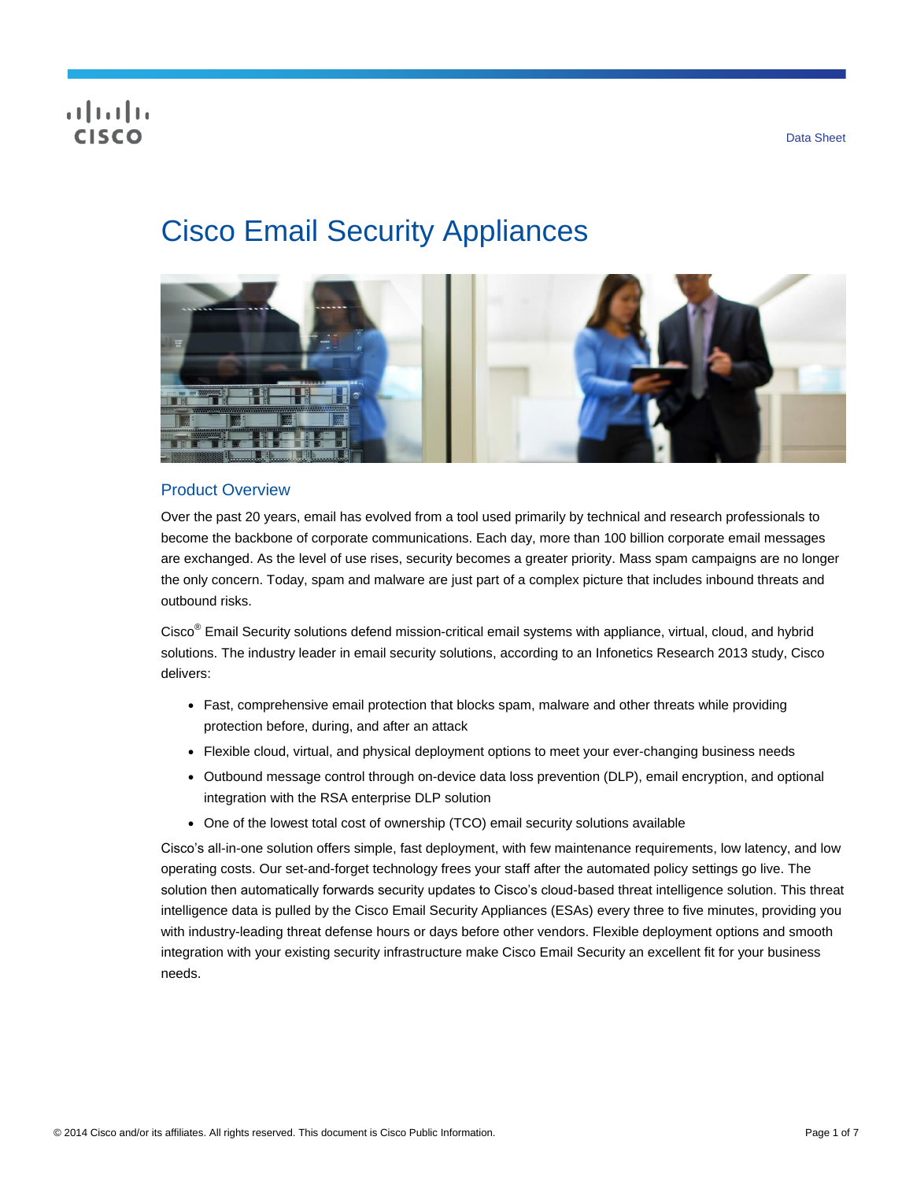# Cisco Email Security Appliances

## Product Overview

Over the past 20 years, email has evolved from a tool used primarily by technical and research professionals to become the backbone of corporate communications. Each day, more than 100 billion corporate email messages are exchanged. As the level of use rises, security becomes a greater priority. Mass spam campaigns are no longer the only concern. Today, spam and malware are just part of a complex picture that includes inbound threats and outbound risks.

Cisco® Email Security solutions defend mission-critical email systems with appliance, virtual, cloud, and hybrid solutions. The industry leader in email security solutions, according to an Infonetics Research 2013 study, Cisco delivers:

- Fast, comprehensive email protection that blocks spam, malware and other threats while providing protection before, during, and after an attack
- Flexible cloud, virtual, and physical deployment options to meet your ever-changing business needs
- Outbound message control through on-device data loss prevention (DLP), email encryption, and optional integration with the RSA enterprise DLP solution
- One of the lowest total cost of ownership (TCO) email security solutions available

Cisco's all-in-one solution offers simple, fast deployment, with few maintenance requirements, low latency, and low operating costs. Our set-and-forget technology frees your staff after the automated policy settings go live. The solution then automatically forwards security updates to Cisco's cloud-based threat intelligence solution. This threat intelligence data is pulled by the Cisco Email Security Appliances (ESAs) every three to five minutes, providing you with industry-leading threat defense hours or days before other vendors. Flexible deployment options and smooth integration with your existing security infrastructure make Cisco Email Security an excellent fit for your business needs.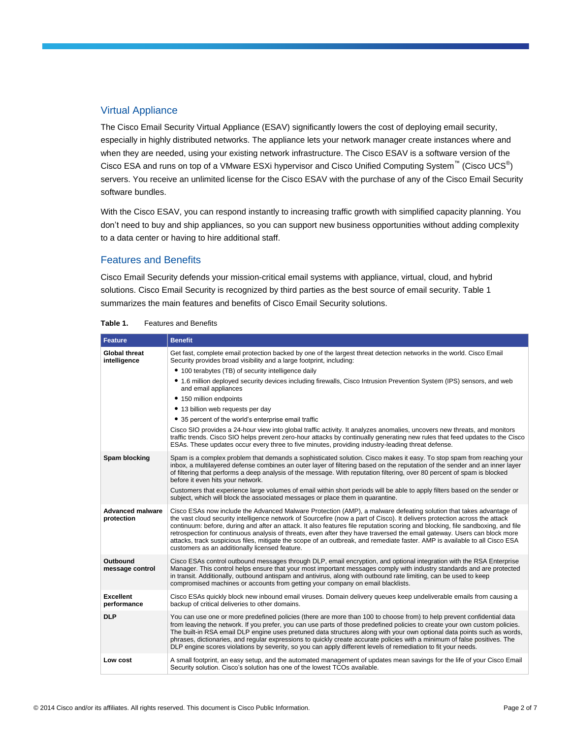## Virtual Appliance

The Cisco Email Security Virtual Appliance (ESAV) significantly lowers the cost of deploying email security, especially in highly distributed networks. The appliance lets your network manager create instances where and when they are needed, using your existing network infrastructure. The Cisco ESAV is a software version of the Cisco ESA and runs on top of a VMware ESXi hypervisor and Cisco Unified Computing System™ (Cisco UCS®) servers. You receive an unlimited license for the Cisco ESAV with the purchase of any of the Cisco Email Security software bundles.

With the Cisco ESAV, you can respond instantly to increasing traffic growth with simplified capacity planning. You don't need to buy and ship appliances, so you can support new business opportunities without adding complexity to a data center or having to hire additional staff.

## Features and Benefits

Cisco Email Security defends your mission-critical email systems with appliance, virtual, cloud, and hybrid solutions. Cisco Email Security is recognized by third parties as the best source of email security. Table 1 summarizes the main features and benefits of Cisco Email Security solutions.

**Table 1.** Features and Benefits

| Feature | Benefit |
| --- | --- |
| **Global threat intelligence** | Get fast, complete email protection backed by one of the largest threat detection networks in the world. Cisco Email Security provides broad visibility and a large footprint, including: <br>• 100 terabytes (TB) of security intelligence daily <br>• 1.6 million deployed security devices including firewalls, Cisco Intrusion Prevention System (IPS) sensors, and web and email appliances <br>• 150 million endpoints <br>• 13 billion web requests per day <br>• 35 percent of the world's enterprise email traffic <br>Cisco SIO provides a 24-hour view into global traffic activity. It analyzes anomalies, uncovers new threats, and monitors traffic trends. Cisco SIO helps prevent zero-hour attacks by continually generating new rules that feed updates to the Cisco ESAs. These updates occur every three to five minutes, providing industry-leading threat defense. |
| **Spam blocking** | Spam is a complex problem that demands a sophisticated solution. Cisco makes it easy. To stop spam from reaching your inbox, a multilayered defense combines an outer layer of filtering based on the reputation of the sender and an inner layer of filtering that performs a deep analysis of the message. With reputation filtering, over 80 percent of spam is blocked before it even hits your network. <br>Customers that experience large volumes of email within short periods will be able to apply filters based on the sender or subject, which will block the associated messages or place them in quarantine. |
| **Advanced malware protection** | Cisco ESAs now include the Advanced Malware Protection (AMP), a malware defeating solution that takes advantage of the vast cloud security intelligence network of Sourcefire (now a part of Cisco). It delivers protection across the attack continuum: before, during and after an attack. It also features file reputation scoring and blocking, file sandboxing, and file retrospection for continuous analysis of threats, even after they have traversed the email gateway. Users can block more attacks, track suspicious files, mitigate the scope of an outbreak, and remediate faster. AMP is available to all Cisco ESA customers as an additionally licensed feature. |
| **Outbound message control** | Cisco ESAs control outbound messages through DLP, email encryption, and optional integration with the RSA Enterprise Manager. This control helps ensure that your most important messages comply with industry standards and are protected in transit. Additionally, outbound antispam and antivirus, along with outbound rate limiting, can be used to keep compromised machines or accounts from getting your company on email blacklists. |
| **Excellent performance** | Cisco ESAs quickly block new inbound email viruses. Domain delivery queues keep undeliverable emails from causing a backup of critical deliveries to other domains. |
| **DLP** | You can use one or more predefined policies (there are more than 100 to choose from) to help prevent confidential data from leaving the network. If you prefer, you can use parts of those predefined policies to create your own custom policies. The built-in RSA email DLP engine uses pretuned data structures along with your own optional data points such as words, phrases, dictionaries, and regular expressions to quickly create accurate policies with a minimum of false positives. The DLP engine scores violations by severity, so you can apply different levels of remediation to fit your needs. |
| **Low cost** | A small footprint, an easy setup, and the automated management of updates mean savings for the life of your Cisco Email Security solution. Cisco's solution has one of the lowest TCOs available. |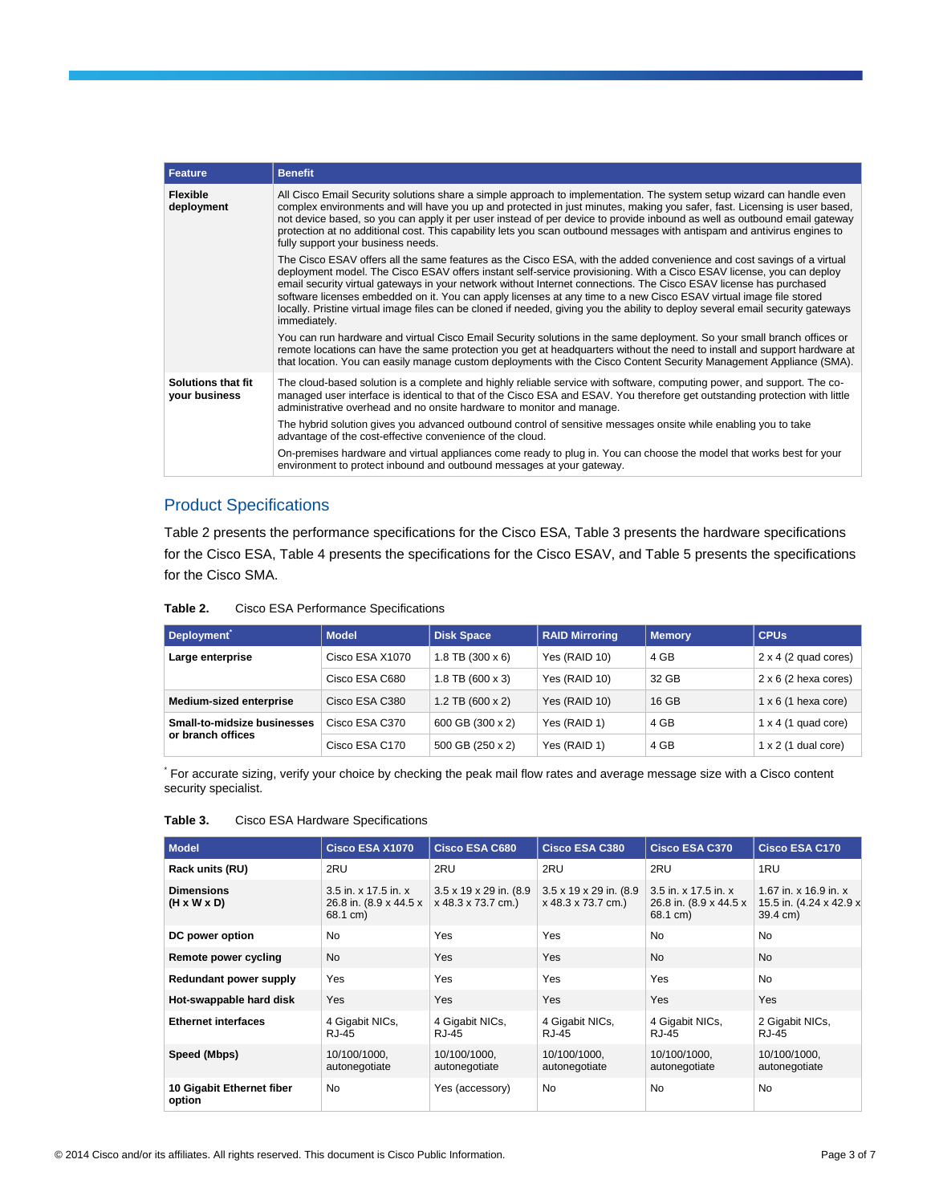| Feature | Benefit |
| --- | --- |
| **Flexible deployment** | All Cisco Email Security solutions share a simple approach to implementation. The system setup wizard can handle even complex environments and will have you up and protected in just minutes, making you safer, fast. Licensing is user based, not device based, so you can apply it per user instead of per device to provide inbound as well as outbound email gateway protection at no additional cost. This capability lets you scan outbound messages with antispam and antivirus engines to fully support your business needs.<br><br>The Cisco ESAV offers all the same features as the Cisco ESA, with the added convenience and cost savings of a virtual deployment model. The Cisco ESAV offers instant self-service provisioning. With a Cisco ESAV license, you can deploy email security virtual gateways in your network without Internet connections. The Cisco ESAV license has purchased software licenses embedded on it. You can apply licenses at any time to a new Cisco ESAV virtual image file stored locally. Pristine virtual image files can be cloned if needed, giving you the ability to deploy several email security gateways immediately.<br><br>You can run hardware and virtual Cisco Email Security solutions in the same deployment. So your small branch offices or remote locations can have the same protection you get at headquarters without the need to install and support hardware at that location. You can easily manage custom deployments with the Cisco Content Security Management Appliance (SMA). |
| **Solutions that fit your business** | The cloud-based solution is a complete and highly reliable service with software, computing power, and support. The co-managed user interface is identical to that of the Cisco ESA and ESAV. You therefore get outstanding protection with little administrative overhead and no onsite hardware to monitor and manage.<br><br>The hybrid solution gives you advanced outbound control of sensitive messages onsite while enabling you to take advantage of the cost-effective convenience of the cloud.<br><br>On-premises hardware and virtual appliances come ready to plug in. You can choose the model that works best for your environment to protect inbound and outbound messages at your gateway. |

## Product Specifications

Table 2 presents the performance specifications for the Cisco ESA, Table 3 presents the hardware specifications for the Cisco ESA, Table 4 presents the specifications for the Cisco ESAV, and Table 5 presents the specifications for the Cisco SMA.

**Table 2.** Cisco ESA Performance Specifications

| Deployment* | Model | Disk Space | RAID Mirroring | Memory | CPUs |
| --- | --- | --- | --- | --- | --- |
| **Large enterprise** | Cisco ESA X1070 | 1.8 TB (300 x 6) | Yes (RAID 10) | 4 GB | 2 x 4 (2 quad cores) |
| | Cisco ESA C680 | 1.8 TB (600 x 3) | Yes (RAID 10) | 32 GB | 2 x 6 (2 hexa cores) |
| **Medium-sized enterprise** | Cisco ESA C380 | 1.2 TB (600 x 2) | Yes (RAID 10) | 16 GB | 1 x 6 (1 hexa core) |
| **Small-to-midsize businesses or branch offices** | Cisco ESA C370 | 600 GB (300 x 2) | Yes (RAID 1) | 4 GB | 1 x 4 (1 quad core) |
| | Cisco ESA C170 | 500 GB (250 x 2) | Yes (RAID 1) | 4 GB | 1 x 2 (1 dual core) |

* For accurate sizing, verify your choice by checking the peak mail flow rates and average message size with a Cisco content security specialist.

**Table 3.** Cisco ESA Hardware Specifications

| Model | Cisco ESA X1070 | Cisco ESA C680 | Cisco ESA C380 | Cisco ESA C370 | Cisco ESA C170 |
| --- | --- | --- | --- | --- | --- |
| **Rack units (RU)** | 2RU | 2RU | 2RU | 2RU | 1RU |
| **Dimensions (H x W x D)** | 3.5 in. x 17.5 in. x 26.8 in. (8.9 x 44.5 x 68.1 cm) | 3.5 x 19 x 29 in. (8.9 x 48.3 x 73.7 cm.) | 3.5 x 19 x 29 in. (8.9 x 48.3 x 73.7 cm.) | 3.5 in. x 17.5 in. x 26.8 in. (8.9 x 44.5 x 68.1 cm) | 1.67 in. x 16.9 in. x 15.5 in. (4.24 x 42.9 x 39.4 cm) |
| **DC power option** | No | Yes | Yes | No | No |
| **Remote power cycling** | No | Yes | Yes | No | No |
| **Redundant power supply** | Yes | Yes | Yes | Yes | No |
| **Hot-swappable hard disk** | Yes | Yes | Yes | Yes | Yes |
| **Ethernet interfaces** | 4 Gigabit NICs, RJ-45 | 4 Gigabit NICs, RJ-45 | 4 Gigabit NICs, RJ-45 | 4 Gigabit NICs, RJ-45 | 2 Gigabit NICs, RJ-45 |
| **Speed (Mbps)** | 10/100/1000, autonegotiate | 10/100/1000, autonegotiate | 10/100/1000, autonegotiate | 10/100/1000, autonegotiate | 10/100/1000, autonegotiate |
| **10 Gigabit Ethernet fiber option** | No | Yes (accessory) | No | No | No |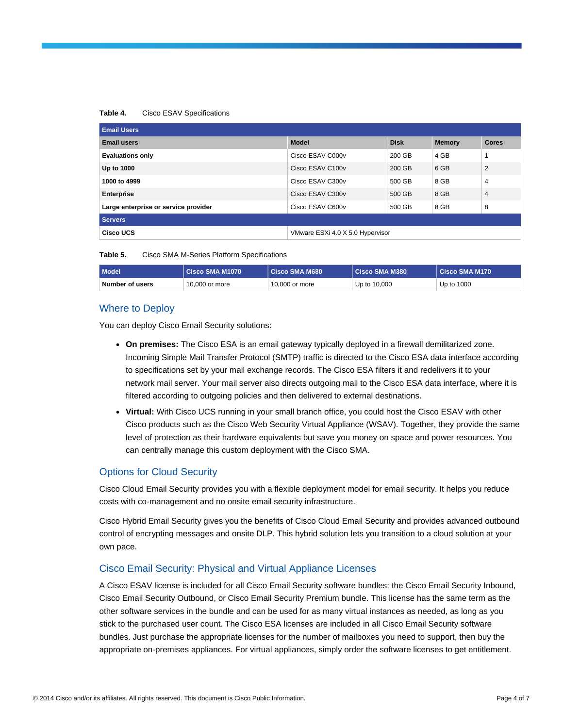**Table 4.** Cisco ESAV Specifications

| Email Users | | | | |
|---|---|---|---|---|
| **Email users** | **Model** | **Disk** | **Memory** | **Cores** |
| **Evaluations only** | Cisco ESAV C000v | 200 GB | 4 GB | 1 |
| **Up to 1000** | Cisco ESAV C100v | 200 GB | 6 GB | 2 |
| **1000 to 4999** | Cisco ESAV C300v | 500 GB | 8 GB | 4 |
| **Enterprise** | Cisco ESAV C300v | 500 GB | 8 GB | 4 |
| **Large enterprise or service provider** | Cisco ESAV C600v | 500 GB | 8 GB | 8 |
| **Servers** | | | | |
| **Cisco UCS** | VMware ESXi 4.0 X 5.0 Hypervisor | | | |

**Table 5.** Cisco SMA M-Series Platform Specifications

| Model | Cisco SMA M1070 | Cisco SMA M680 | Cisco SMA M380 | Cisco SMA M170 |
|---|---|---|---|---|
| **Number of users** | 10,000 or more | 10,000 or more | Up to 10,000 | Up to 1000 |

## Where to Deploy

You can deploy Cisco Email Security solutions:

- **On premises:** The Cisco ESA is an email gateway typically deployed in a firewall demilitarized zone. Incoming Simple Mail Transfer Protocol (SMTP) traffic is directed to the Cisco ESA data interface according to specifications set by your mail exchange records. The Cisco ESA filters it and redelivers it to your network mail server. Your mail server also directs outgoing mail to the Cisco ESA data interface, where it is filtered according to outgoing policies and then delivered to external destinations.
- **Virtual:** With Cisco UCS running in your small branch office, you could host the Cisco ESAV with other Cisco products such as the Cisco Web Security Virtual Appliance (WSAV). Together, they provide the same level of protection as their hardware equivalents but save you money on space and power resources. You can centrally manage this custom deployment with the Cisco SMA.

## Options for Cloud Security

Cisco Cloud Email Security provides you with a flexible deployment model for email security. It helps you reduce costs with co-management and no onsite email security infrastructure.

Cisco Hybrid Email Security gives you the benefits of Cisco Cloud Email Security and provides advanced outbound control of encrypting messages and onsite DLP. This hybrid solution lets you transition to a cloud solution at your own pace.

## Cisco Email Security: Physical and Virtual Appliance Licenses

A Cisco ESAV license is included for all Cisco Email Security software bundles: the Cisco Email Security Inbound, Cisco Email Security Outbound, or Cisco Email Security Premium bundle. This license has the same term as the other software services in the bundle and can be used for as many virtual instances as needed, as long as you stick to the purchased user count. The Cisco ESA licenses are included in all Cisco Email Security software bundles. Just purchase the appropriate licenses for the number of mailboxes you need to support, then buy the appropriate on-premises appliances. For virtual appliances, simply order the software licenses to get entitlement.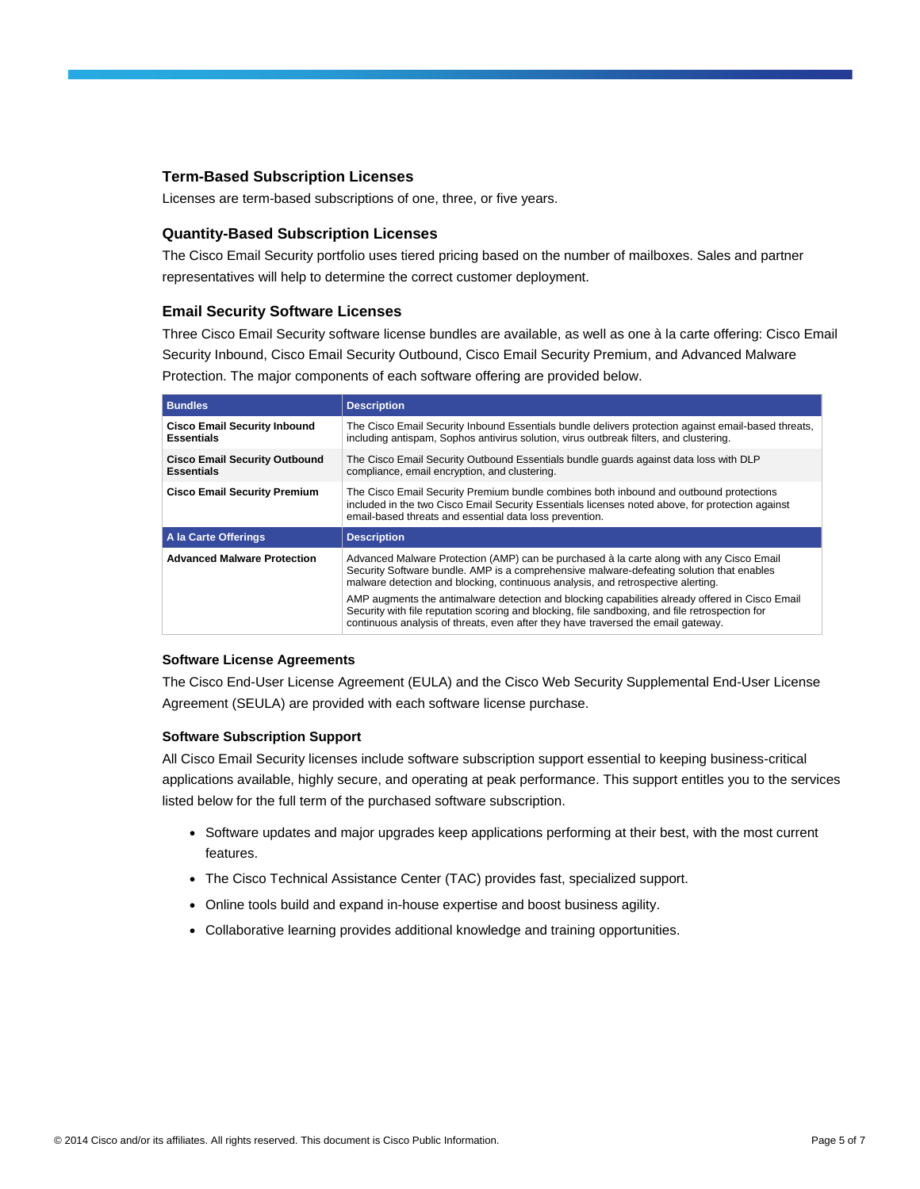### Term-Based Subscription Licenses

Licenses are term-based subscriptions of one, three, or five years.

### Quantity-Based Subscription Licenses

The Cisco Email Security portfolio uses tiered pricing based on the number of mailboxes. Sales and partner representatives will help to determine the correct customer deployment.

### Email Security Software Licenses

Three Cisco Email Security software license bundles are available, as well as one à la carte offering: Cisco Email Security Inbound, Cisco Email Security Outbound, Cisco Email Security Premium, and Advanced Malware Protection. The major components of each software offering are provided below.

| Bundles | Description |
|---|---|
| **Cisco Email Security Inbound Essentials** | The Cisco Email Security Inbound Essentials bundle delivers protection against email-based threats, including antispam, Sophos antivirus solution, virus outbreak filters, and clustering. |
| **Cisco Email Security Outbound Essentials** | The Cisco Email Security Outbound Essentials bundle guards against data loss with DLP compliance, email encryption, and clustering. |
| **Cisco Email Security Premium** | The Cisco Email Security Premium bundle combines both inbound and outbound protections included in the two Cisco Email Security Essentials licenses noted above, for protection against email-based threats and essential data loss prevention. |
| **A la Carte Offerings** | **Description** |
| **Advanced Malware Protection** | Advanced Malware Protection (AMP) can be purchased à la carte along with any Cisco Email Security Software bundle. AMP is a comprehensive malware-defeating solution that enables malware detection and blocking, continuous analysis, and retrospective alerting.<br><br>AMP augments the antimalware detection and blocking capabilities already offered in Cisco Email Security with file reputation scoring and blocking, file sandboxing, and file retrospection for continuous analysis of threats, even after they have traversed the email gateway. |

#### Software License Agreements

The Cisco End-User License Agreement (EULA) and the Cisco Web Security Supplemental End-User License Agreement (SEULA) are provided with each software license purchase.

#### Software Subscription Support

All Cisco Email Security licenses include software subscription support essential to keeping business-critical applications available, highly secure, and operating at peak performance. This support entitles you to the services listed below for the full term of the purchased software subscription.

- Software updates and major upgrades keep applications performing at their best, with the most current features.
- The Cisco Technical Assistance Center (TAC) provides fast, specialized support.
- Online tools build and expand in-house expertise and boost business agility.
- Collaborative learning provides additional knowledge and training opportunities.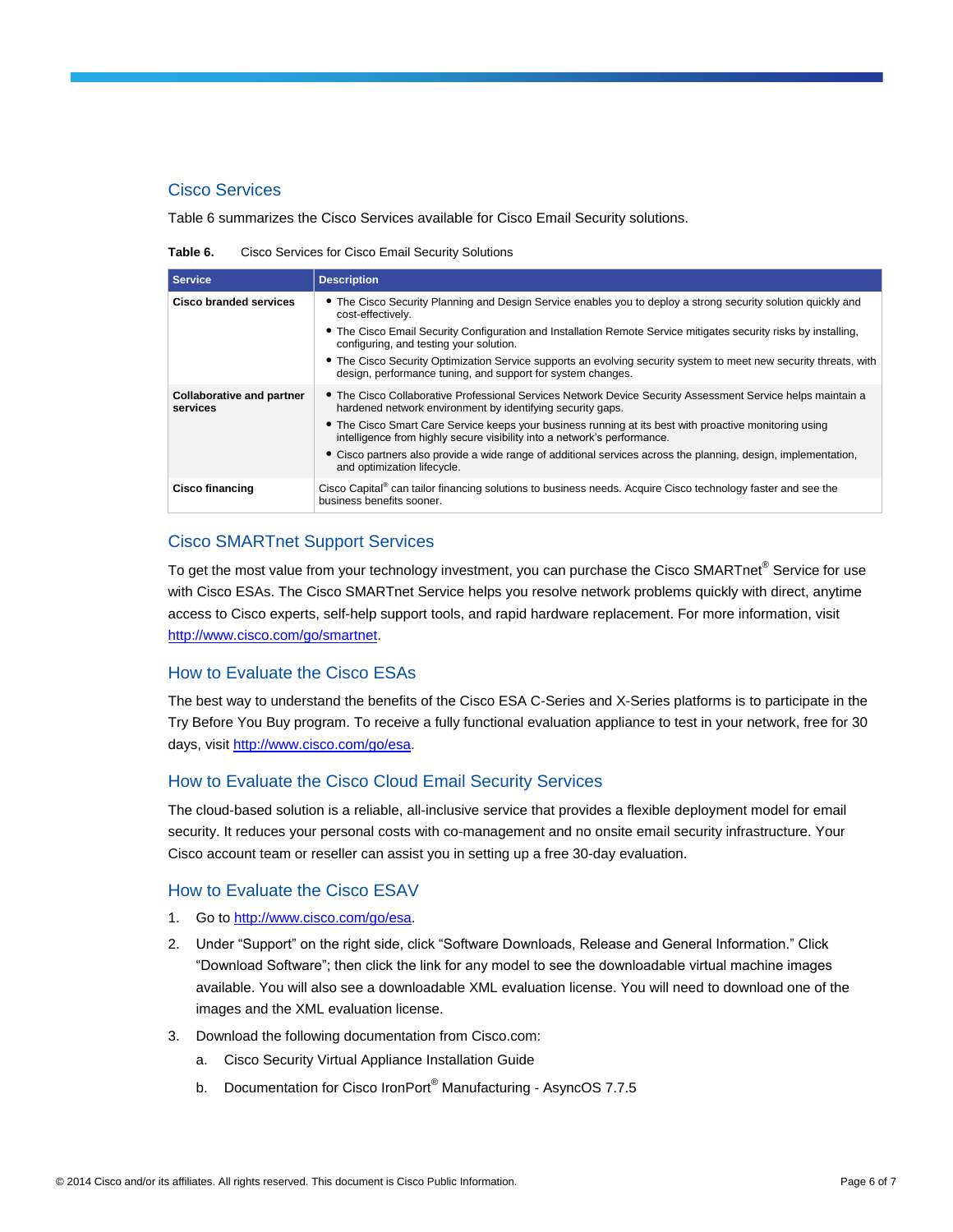## Cisco Services

Table 6 summarizes the Cisco Services available for Cisco Email Security solutions.

**Table 6.** Cisco Services for Cisco Email Security Solutions

| Service | Description |
| --- | --- |
| **Cisco branded services** | • The Cisco Security Planning and Design Service enables you to deploy a strong security solution quickly and cost-effectively.<br>• The Cisco Email Security Configuration and Installation Remote Service mitigates security risks by installing, configuring, and testing your solution.<br>• The Cisco Security Optimization Service supports an evolving security system to meet new security threats, with design, performance tuning, and support for system changes. |
| **Collaborative and partner services** | • The Cisco Collaborative Professional Services Network Device Security Assessment Service helps maintain a hardened network environment by identifying security gaps.<br>• The Cisco Smart Care Service keeps your business running at its best with proactive monitoring using intelligence from highly secure visibility into a network's performance.<br>• Cisco partners also provide a wide range of additional services across the planning, design, implementation, and optimization lifecycle. |
| **Cisco financing** | Cisco Capital® can tailor financing solutions to business needs. Acquire Cisco technology faster and see the business benefits sooner. |

## Cisco SMARTnet Support Services

To get the most value from your technology investment, you can purchase the Cisco SMARTnet® Service for use with Cisco ESAs. The Cisco SMARTnet Service helps you resolve network problems quickly with direct, anytime access to Cisco experts, self-help support tools, and rapid hardware replacement. For more information, visit http://www.cisco.com/go/smartnet.

## How to Evaluate the Cisco ESAs

The best way to understand the benefits of the Cisco ESA C-Series and X-Series platforms is to participate in the Try Before You Buy program. To receive a fully functional evaluation appliance to test in your network, free for 30 days, visit http://www.cisco.com/go/esa.

## How to Evaluate the Cisco Cloud Email Security Services

The cloud-based solution is a reliable, all-inclusive service that provides a flexible deployment model for email security. It reduces your personal costs with co-management and no onsite email security infrastructure. Your Cisco account team or reseller can assist you in setting up a free 30-day evaluation.

## How to Evaluate the Cisco ESAV

1. Go to http://www.cisco.com/go/esa.
2. Under "Support" on the right side, click "Software Downloads, Release and General Information." Click "Download Software"; then click the link for any model to see the downloadable virtual machine images available. You will also see a downloadable XML evaluation license. You will need to download one of the images and the XML evaluation license.
3. Download the following documentation from Cisco.com:
   a. Cisco Security Virtual Appliance Installation Guide
   b. Documentation for Cisco IronPort® Manufacturing - AsyncOS 7.7.5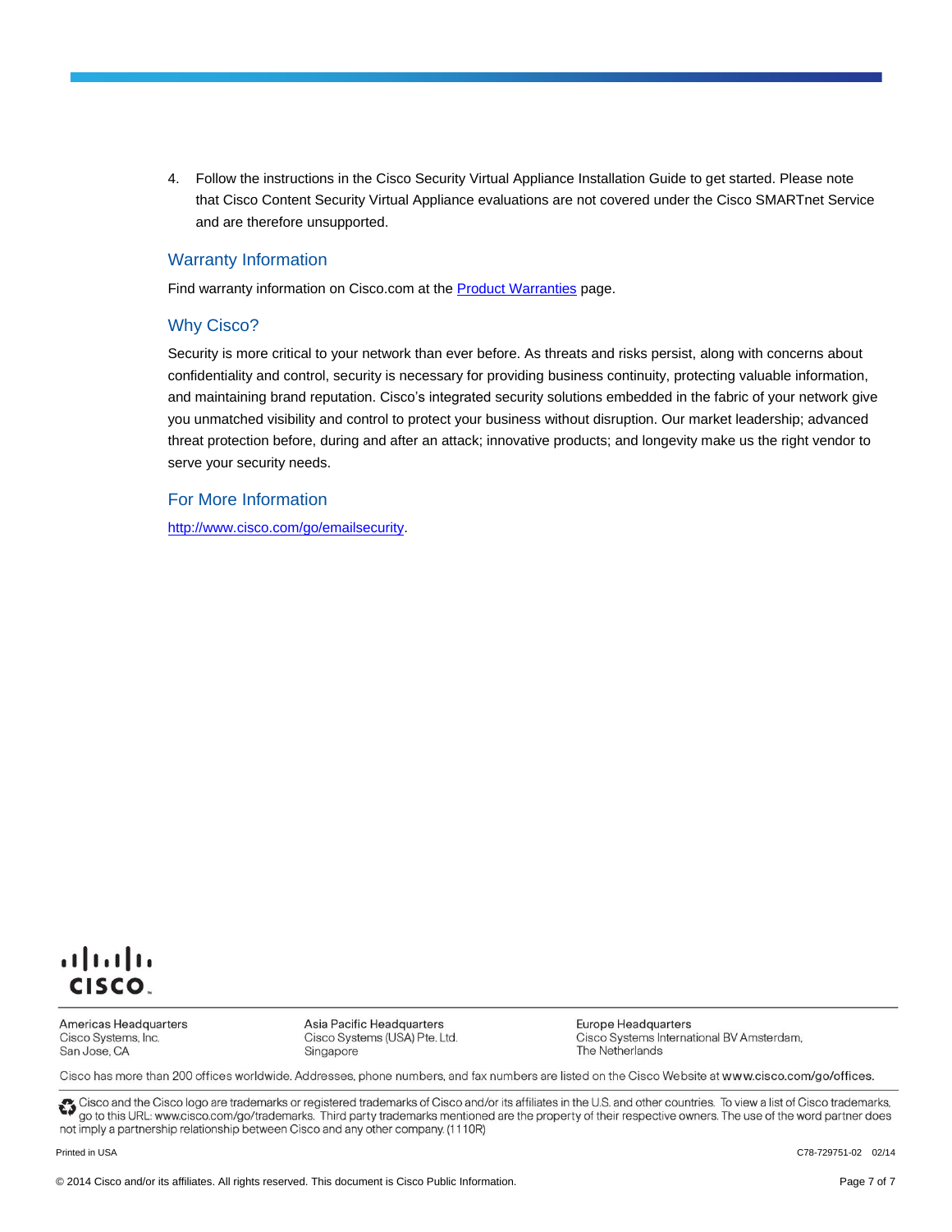4. Follow the instructions in the Cisco Security Virtual Appliance Installation Guide to get started. Please note that Cisco Content Security Virtual Appliance evaluations are not covered under the Cisco SMARTnet Service and are therefore unsupported.

## Warranty Information

Find warranty information on Cisco.com at the [Product Warranties]() page.

## Why Cisco?

Security is more critical to your network than ever before. As threats and risks persist, along with concerns about confidentiality and control, security is necessary for providing business continuity, protecting valuable information, and maintaining brand reputation. Cisco's integrated security solutions embedded in the fabric of your network give you unmatched visibility and control to protect your business without disruption. Our market leadership; advanced threat protection before, during and after an attack; innovative products; and longevity make us the right vendor to serve your security needs.

## For More Information

http://www.cisco.com/go/emailsecurity.

Americas Headquarters
Cisco Systems, Inc.
San Jose, CA

Asia Pacific Headquarters
Cisco Systems (USA) Pte. Ltd.
Singapore

Europe Headquarters
Cisco Systems International BV Amsterdam,
The Netherlands

Cisco has more than 200 offices worldwide. Addresses, phone numbers, and fax numbers are listed on the Cisco Website at **www.cisco.com/go/offices.**

Cisco and the Cisco logo are trademarks or registered trademarks of Cisco and/or its affiliates in the U.S. and other countries. To view a list of Cisco trademarks, go to this URL: www.cisco.com/go/trademarks. Third party trademarks mentioned are the property of their respective owners. The use of the word partner does not imply a partnership relationship between Cisco and any other company. (1110R)

Printed in USA

C78-729751-02 02/14

© 2014 Cisco and/or its affiliates. All rights reserved. This document is Cisco Public Information.